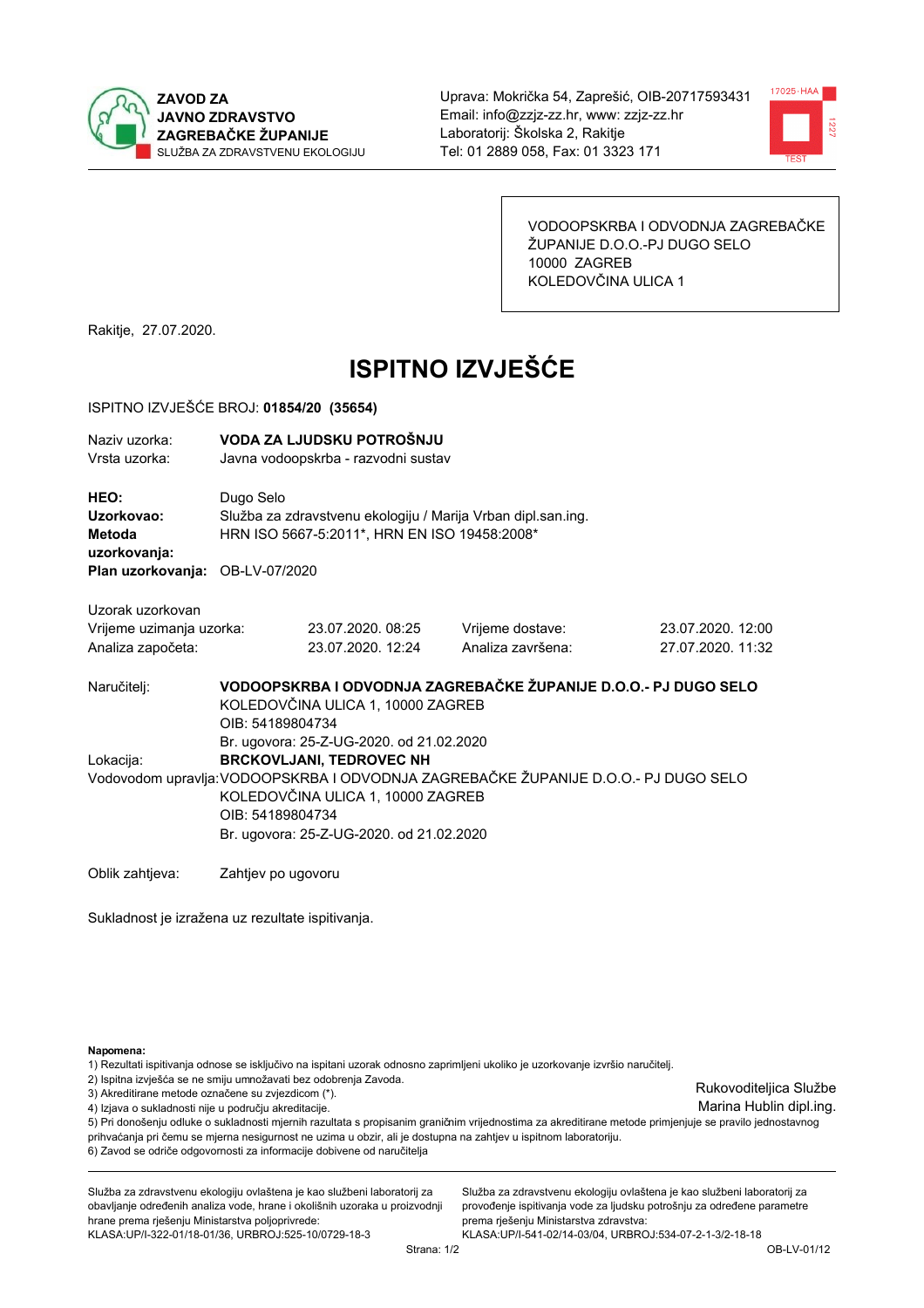**ZAVOD ZA JAVNO ZDRAVSTVO ZAGREBAČKE ŽUPANIJE**
SLUŽBA ZA ZDRAVSTVENU EKOLOGIJU

Uprava: Mokrička 54, Zaprešić, OIB-20717593431
Email: info@zzjz-zz.hr, www: zzjz-zz.hr
Laboratorij: Školska 2, Rakitje
Tel: 01 2889 058, Fax: 01 3323 171

VODOOPSKRBA I ODVODNJA ZAGREBAČKE ŽUPANIJE D.O.O.-PJ DUGO SELO
10000 ZAGREB
KOLEDOVČINA ULICA 1

Rakitje, 27.07.2020.

# ISPITNO IZVJEŠĆE

ISPITNO IZVJEŠĆE BROJ: **01854/20 (35654)**

Naziv uzorka: **VODA ZA LJUDSKU POTROŠNJU**
Vrsta uzorka: Javna vodoopskrba - razvodni sustav

**HEO:** Dugo Selo
**Uzorkovao:** Služba za zdravstvenu ekologiju / Marija Vrban dipl.san.ing.
**Metoda uzorkovanja:** HRN ISO 5667-5:2011*, HRN EN ISO 19458:2008*
**Plan uzorkovanja:** OB-LV-07/2020

Uzorak uzorkovan

| | | | |
|---|---|---|---|
| Vrijeme uzimanja uzorka: | 23.07.2020. 08:25 | Vrijeme dostave: | 23.07.2020. 12:00 |
| Analiza započeta: | 23.07.2020. 12:24 | Analiza završena: | 27.07.2020. 11:32 |

Naručitelj: **VODOOPSKRBA I ODVODNJA ZAGREBAČKE ŽUPANIJE D.O.O.- PJ DUGO SELO**
KOLEDOVČINA ULICA 1, 10000 ZAGREB
OIB: 54189804734
Br. ugovora: 25-Z-UG-2020. od 21.02.2020

Lokacija: **BRCKOVLJANI, TEDROVEC NH**

Vodovodom upravlja: VODOOPSKRBA I ODVODNJA ZAGREBAČKE ŽUPANIJE D.O.O.- PJ DUGO SELO
KOLEDOVČINA ULICA 1, 10000 ZAGREB
OIB: 54189804734
Br. ugovora: 25-Z-UG-2020. od 21.02.2020

Oblik zahtjeva: Zahtjev po ugovoru

Sukladnost je izražena uz rezultate ispitivanja.

**Napomena:**
1) Rezultati ispitivanja odnose se isključivo na ispitani uzorak odnosno zaprimljeni ukoliko je uzorkovanje izvršio naručitelj.
2) Ispitna izvješća se ne smiju umnožavati bez odobrenja Zavoda.
3) Akreditirane metode označene su zvjezdicom (*).
4) Izjava o sukladnosti nije u području akreditacije.
5) Pri donošenju odluke o sukladnosti mjernih razultata s propisanim graničnim vrijednostima za akreditirane metode primjenjuje se pravilo jednostavnog prihvaćanja pri čemu se mjerna nesigurnost ne uzima u obzir, ali je dostupna na zahtjev u ispitnom laboratoriju.
6) Zavod se odriče odgovornosti za informacije dobivene od naručitelja

Rukovoditeljica Službe
Marina Hublin dipl.ing.

Služba za zdravstvenu ekologiju ovlaštena je kao službeni laboratorij za obavljanje određenih analiza vode, hrane i okolišnih uzoraka u proizvodnji hrane prema rješenju Ministarstva poljoprivrede:
KLASA:UP/I-322-01/18-01/36, URBROJ:525-10/0729-18-3

Služba za zdravstvenu ekologiju ovlaštena je kao službeni laboratorij za provođenje ispitivanja vode za ljudsku potrošnju za određene parametre prema rješenju Ministarstva zdravstva:
KLASA:UP/I-541-02/14-03/04, URBROJ:534-07-2-1-3/2-18-18

OB-LV-01/12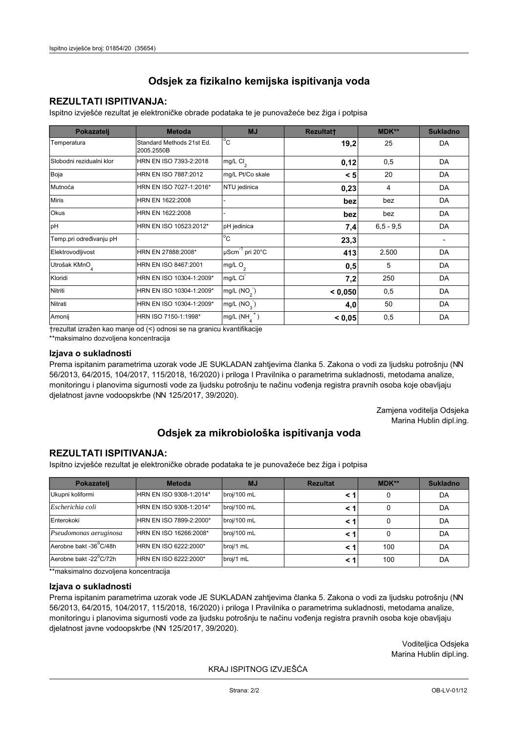## Odsjek za fizikalno kemijska ispitivanja voda

### REZULTATI ISPITIVANJA:

Ispitno izvješće rezultat je elektroničke obrade podataka te je punovažeće bez žiga i potpisa

| Pokazatelj | Metoda | MJ | Rezultat† | MDK** | Sukladno |
|---|---|---|---|---|---|
| Temperatura | Standard Methods 21st Ed. 2005.2550B | °C | **19,2** | 25 | DA |
| Slobodni rezidualni klor | HRN EN ISO 7393-2:2018 | mg/L $Cl_2$ | **0,12** | 0,5 | DA |
| Boja | HRN EN ISO 7887:2012 | mg/L Pt/Co skale | **< 5** | 20 | DA |
| Mutnoća | HRN EN ISO 7027-1:2016* | NTU jedinica | **0,23** | 4 | DA |
| Miris | HRN EN 1622:2008 | - | **bez** | bez | DA |
| Okus | HRN EN 1622:2008 | - | **bez** | bez | DA |
| pH | HRN EN ISO 10523:2012* | pH jedinica | **7,4** | 6,5 - 9,5 | DA |
| Temp.pri određivanju pH | - | °C | **23,3** | | - |
| Elektrovodljivost | HRN EN 27888:2008* | $\mu Scm^{-1}$ pri 20°C | **413** | 2.500 | DA |
| Utrošak $KMnO_4$ | HRN EN ISO 8467:2001 | mg/L $O_2$ | **0,5** | 5 | DA |
| Kloridi | HRN EN ISO 10304-1:2009* | mg/L $Cl^-$ | **7,2** | 250 | DA |
| Nitriti | HRN EN ISO 10304-1:2009* | mg/L ($NO_2^-$) | **< 0,050** | 0,5 | DA |
| Nitrati | HRN EN ISO 10304-1:2009* | mg/L ($NO_3^-$) | **4,0** | 50 | DA |
| Amonij | HRN ISO 7150-1:1998* | mg/L ($NH_4^+$) | **< 0,05** | 0,5 | DA |

†rezultat izražen kao manje od (<) odnosi se na granicu kvantifikacije

**maksimalno dozvoljena koncentracija

### Izjava o sukladnosti

Prema ispitanim parametrima uzorak vode JE SUKLADAN zahtjevima članka 5. Zakona o vodi za ljudsku potrošnju (NN 56/2013, 64/2015, 104/2017, 115/2018, 16/2020) i priloga I Pravilnika o parametrima sukladnosti, metodama analize, monitoringu i planovima sigurnosti vode za ljudsku potrošnju te načinu vođenja registra pravnih osoba koje obavljaju djelatnost javne vodoopskrbe (NN 125/2017, 39/2020).

Zamjena voditelja Odsjeka
Marina Hublin dipl.ing.

## Odsjek za mikrobiološka ispitivanja voda

### REZULTATI ISPITIVANJA:

Ispitno izvješće rezultat je elektroničke obrade podataka te je punovažeće bez žiga i potpisa

| Pokazatelj | Metoda | MJ | Rezultat | MDK** | Sukladno |
|---|---|---|---|---|---|
| Ukupni koliformi | HRN EN ISO 9308-1:2014* | broj/100 mL | **< 1** | 0 | DA |
| *Escherichia coli* | HRN EN ISO 9308-1:2014* | broj/100 mL | **< 1** | 0 | DA |
| Enterokoki | HRN EN ISO 7899-2:2000* | broj/100 mL | **< 1** | 0 | DA |
| *Pseudomonas aeruginosa* | HRN EN ISO 16266:2008* | broj/100 mL | **< 1** | 0 | DA |
| Aerobne bakt -36°C/48h | HRN EN ISO 6222:2000* | broj/1 mL | **< 1** | 100 | DA |
| Aerobne bakt -22°C/72h | HRN EN ISO 6222:2000* | broj/1 mL | **< 1** | 100 | DA |

**maksimalno dozvoljena koncentracija

### Izjava o sukladnosti

Prema ispitanim parametrima uzorak vode JE SUKLADAN zahtjevima članka 5. Zakona o vodi za ljudsku potrošnju (NN 56/2013, 64/2015, 104/2017, 115/2018, 16/2020) i priloga I Pravilnika o parametrima sukladnosti, metodama analize, monitoringu i planovima sigurnosti vode za ljudsku potrošnju te načinu vođenja registra pravnih osoba koje obavljaju djelatnost javne vodoopskrbe (NN 125/2017, 39/2020).

Voditeljica Odsjeka
Marina Hublin dipl.ing.

KRAJ ISPITNOG IZVJEŠĆA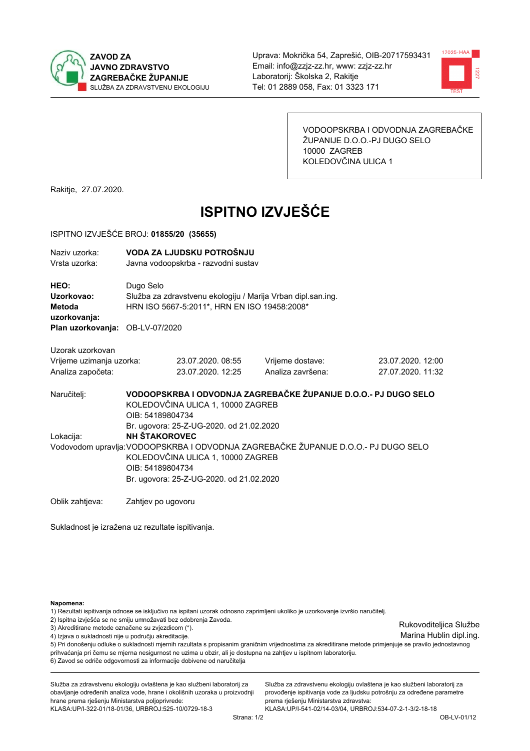**ZAVOD ZA JAVNO ZDRAVSTVO ZAGREBAČKE ŽUPANIJE**
SLUŽBA ZA ZDRAVSTVENU EKOLOGIJU

Uprava: Mokrička 54, Zaprešić, OIB-20717593431
Email: info@zzjz-zz.hr, www: zzjz-zz.hr
Laboratorij: Školska 2, Rakitje
Tel: 01 2889 058, Fax: 01 3323 171

VODOOPSKRBA I ODVODNJA ZAGREBAČKE ŽUPANIJE D.O.O.-PJ DUGO SELO
10000 ZAGREB
KOLEDOVČINA ULICA 1

Rakitje, 27.07.2020.

# ISPITNO IZVJEŠĆE

ISPITNO IZVJEŠĆE BROJ: **01855/20 (35655)**

Naziv uzorka: **VODA ZA LJUDSKU POTROŠNJU**
Vrsta uzorka: Javna vodoopskrba - razvodni sustav

**HEO:** Dugo Selo
**Uzorkovao:** Služba za zdravstvenu ekologiju / Marija Vrban dipl.san.ing.
**Metoda uzorkovanja:** HRN ISO 5667-5:2011*, HRN EN ISO 19458:2008*
**Plan uzorkovanja:** OB-LV-07/2020

Uzorak uzorkovan

| | | | |
|---|---|---|---|
| Vrijeme uzimanja uzorka: | 23.07.2020. 08:55 | Vrijeme dostave: | 23.07.2020. 12:00 |
| Analiza započeta: | 23.07.2020. 12:25 | Analiza završena: | 27.07.2020. 11:32 |

Naručitelj: **VODOOPSKRBA I ODVODNJA ZAGREBAČKE ŽUPANIJE D.O.O.- PJ DUGO SELO**
KOLEDOVČINA ULICA 1, 10000 ZAGREB
OIB: 54189804734
Br. ugovora: 25-Z-UG-2020. od 21.02.2020

Lokacija: **NH ŠTAKOROVEC**

Vodovodom upravlja: VODOOPSKRBA I ODVODNJA ZAGREBAČKE ŽUPANIJE D.O.O.- PJ DUGO SELO
KOLEDOVČINA ULICA 1, 10000 ZAGREB
OIB: 54189804734
Br. ugovora: 25-Z-UG-2020. od 21.02.2020

Oblik zahtjeva: Zahtjev po ugovoru

Sukladnost je izražena uz rezultate ispitivanja.

**Napomena:**
1) Rezultati ispitivanja odnose se isključivo na ispitani uzorak odnosno zaprimljeni ukoliko je uzorkovanje izvršio naručitelj.
2) Ispitna izvješća se ne smiju umnožavati bez odobrenja Zavoda.
3) Akreditirane metode označene su zvjezdicom (*).
4) Izjava o sukladnosti nije u području akreditacije.
5) Pri donošenju odluke o sukladnosti mjernih rezultata s propisanim graničnim vrijednostima za akreditirane metode primjenjuje se pravilo jednostavnog prihvaćanja pri čemu se mjerna nesigurnost ne uzima u obzir, ali je dostupna na zahtjev u ispitnom laboratoriju.
6) Zavod se odriče odgovornosti za informacije dobivene od naručitelja

Rukovoditeljica Službe
Marina Hublin dipl.ing.

Služba za zdravstvenu ekologiju ovlaštena je kao službeni laboratorij za obavljanje određenih analiza vode, hrane i okolišnih uzoraka u proizvodnji hrane prema rješenju Ministarstva poljoprivrede:
KLASA:UP/I-322-01/18-01/36, URBROJ:525-10/0729-18-3

Služba za zdravstvenu ekologiju ovlaštena je kao službeni laboratorij za provođenje ispitivanja vode za ljudsku potrošnju za određene parametre prema rješenju Ministarstva zdravstva:
KLASA:UP/I-541-02/14-03/04, URBROJ:534-07-2-1-3/2-18-18

OB-LV-01/12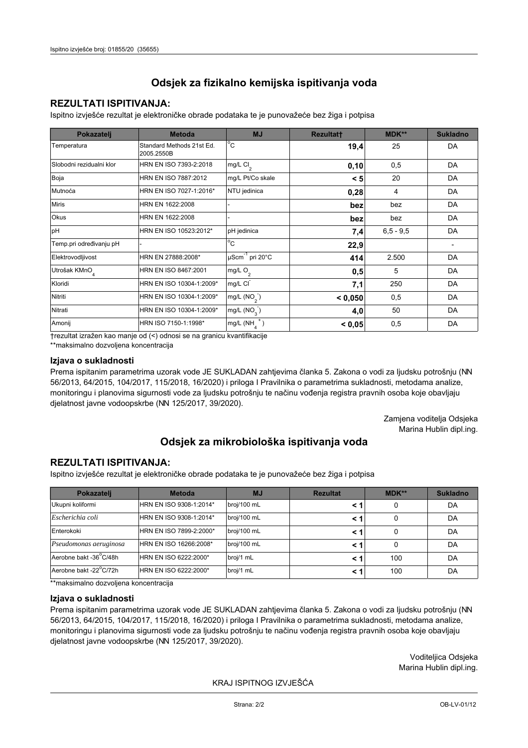Ispitno izvješće broj: 01855/20 (35655)

## Odsjek za fizikalno kemijska ispitivanja voda

### REZULTATI ISPITIVANJA:

Ispitno izvješće rezultat je elektroničke obrade podataka te je punovažeće bez žiga i potpisa

| Pokazatelj | Metoda | MJ | Rezultat† | MDK** | Sukladno |
|---|---|---|---|---|---|
| Temperatura | Standard Methods 21st Ed. 2005.2550B | °C | **19,4** | 25 | DA |
| Slobodni rezidualni klor | HRN EN ISO 7393-2:2018 | mg/L $Cl_2$ | **0,10** | 0,5 | DA |
| Boja | HRN EN ISO 7887:2012 | mg/L Pt/Co skale | **< 5** | 20 | DA |
| Mutnoća | HRN EN ISO 7027-1:2016* | NTU jedinica | **0,28** | 4 | DA |
| Miris | HRN EN 1622:2008 | - | **bez** | bez | DA |
| Okus | HRN EN 1622:2008 | - | **bez** | bez | DA |
| pH | HRN EN ISO 10523:2012* | pH jedinica | **7,4** | 6,5 - 9,5 | DA |
| Temp.pri određivanju pH | - | °C | **22,9** | | - |
| Elektrovodljivost | HRN EN 27888:2008* | $\mu Scm^{-1}$ pri 20°C | **414** | 2.500 | DA |
| Utrošak $KMnO_4$ | HRN EN ISO 8467:2001 | mg/L $O_2$ | **0,5** | 5 | DA |
| Kloridi | HRN EN ISO 10304-1:2009* | mg/L $Cl^-$ | **7,1** | 250 | DA |
| Nitriti | HRN EN ISO 10304-1:2009* | mg/L ($NO_2^-$) | **< 0,050** | 0,5 | DA |
| Nitrati | HRN EN ISO 10304-1:2009* | mg/L ($NO_3^-$) | **4,0** | 50 | DA |
| Amonij | HRN ISO 7150-1:1998* | mg/L ($NH_4^+$) | **< 0,05** | 0,5 | DA |

†rezultat izražen kao manje od (<) odnosi se na granicu kvantifikacije

**maksimalno dozvoljena koncentracija

### Izjava o sukladnosti

Prema ispitanim parametrima uzorak vode JE SUKLADAN zahtjevima članka 5. Zakona o vodi za ljudsku potrošnju (NN 56/2013, 64/2015, 104/2017, 115/2018, 16/2020) i priloga I Pravilnika o parametrima sukladnosti, metodama analize, monitoringu i planovima sigurnosti vode za ljudsku potrošnju te načinu vođenja registra pravnih osoba koje obavljaju djelatnost javne vodoopskrbe (NN 125/2017, 39/2020).

Zamjena voditelja Odsjeka
Marina Hublin dipl.ing.

## Odsjek za mikrobiološka ispitivanja voda

### REZULTATI ISPITIVANJA:

Ispitno izvješće rezultat je elektroničke obrade podataka te je punovažeće bez žiga i potpisa

| Pokazatelj | Metoda | MJ | Rezultat | MDK** | Sukladno |
|---|---|---|---|---|---|
| Ukupni koliformi | HRN EN ISO 9308-1:2014* | broj/100 mL | **< 1** | 0 | DA |
| *Escherichia coli* | HRN EN ISO 9308-1:2014* | broj/100 mL | **< 1** | 0 | DA |
| Enterokoki | HRN EN ISO 7899-2:2000* | broj/100 mL | **< 1** | 0 | DA |
| *Pseudomonas aeruginosa* | HRN EN ISO 16266:2008* | broj/100 mL | **< 1** | 0 | DA |
| Aerobne bakt -36°C/48h | HRN EN ISO 6222:2000* | broj/1 mL | **< 1** | 100 | DA |
| Aerobne bakt -22°C/72h | HRN EN ISO 6222:2000* | broj/1 mL | **< 1** | 100 | DA |

**maksimalno dozvoljena koncentracija

### Izjava o sukladnosti

Prema ispitanim parametrima uzorak vode JE SUKLADAN zahtjevima članka 5. Zakona o vodi za ljudsku potrošnju (NN 56/2013, 64/2015, 104/2017, 115/2018, 16/2020) i priloga I Pravilnika o parametrima sukladnosti, metodama analize, monitoringu i planovima sigurnosti vode za ljudsku potrošnju te načinu vođenja registra pravnih osoba koje obavljaju djelatnost javne vodoopskrbe (NN 125/2017, 39/2020).

Voditeljica Odsjeka
Marina Hublin dipl.ing.

KRAJ ISPITNOG IZVJEŠĆA

OB-LV-01/12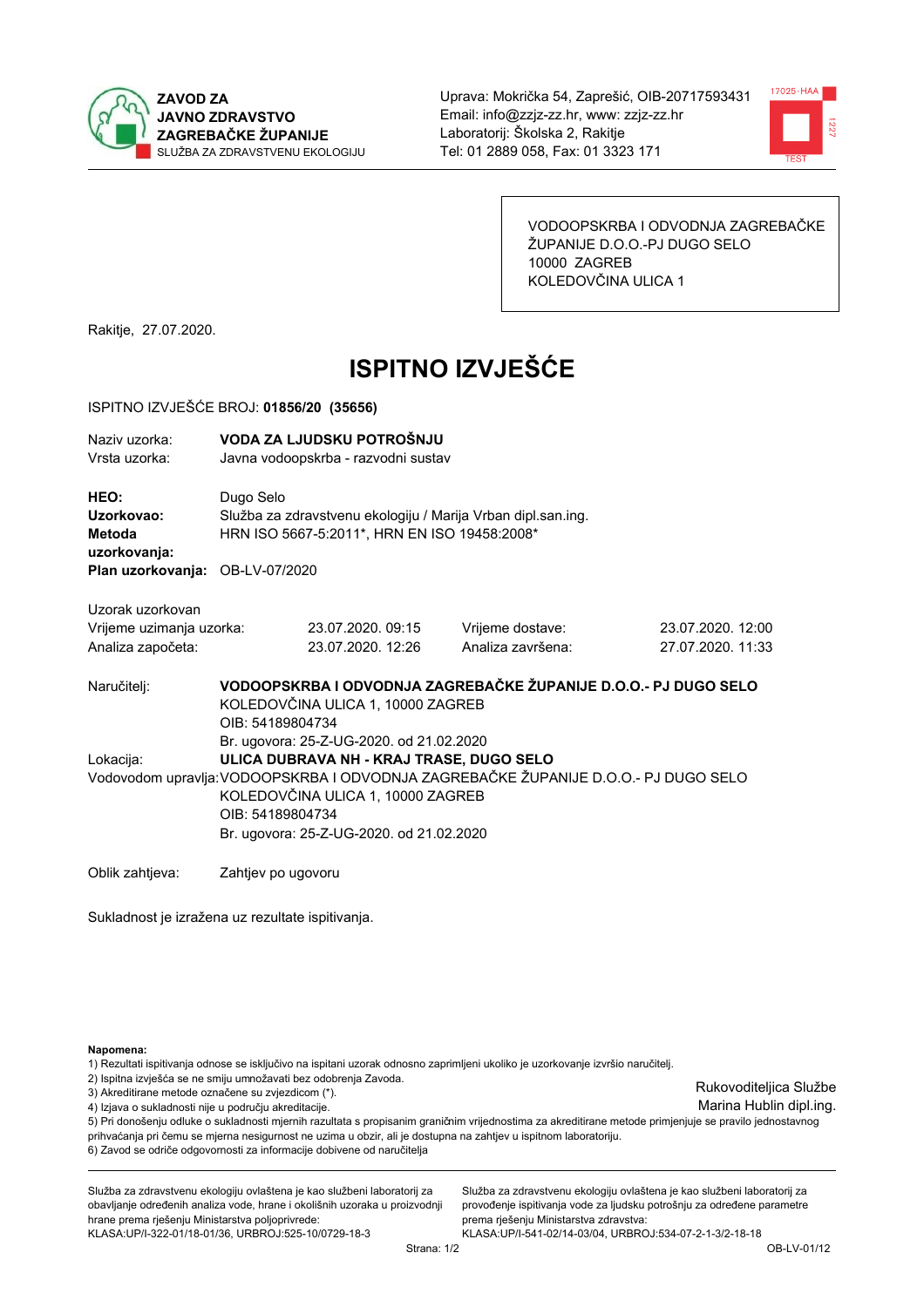**ZAVOD ZA JAVNO ZDRAVSTVO ZAGREBAČKE ŽUPANIJE**
SLUŽBA ZA ZDRAVSTVENU EKOLOGIJU

Uprava: Mokrička 54, Zaprešić, OIB-20717593431
Email: info@zzjz-zz.hr, www: zzjz-zz.hr
Laboratorij: Školska 2, Rakitje
Tel: 01 2889 058, Fax: 01 3323 171

VODOOPSKRBA I ODVODNJA ZAGREBAČKE ŽUPANIJE D.O.O.-PJ DUGO SELO
10000 ZAGREB
KOLEDOVČINA ULICA 1

Rakitje, 27.07.2020.

# ISPITNO IZVJEŠĆE

ISPITNO IZVJEŠĆE BROJ: **01856/20 (35656)**

Naziv uzorka: **VODA ZA LJUDSKU POTROŠNJU**
Vrsta uzorka: Javna vodoopskrba - razvodni sustav

**HEO:** Dugo Selo
**Uzorkovao:** Služba za zdravstvenu ekologiju / Marija Vrban dipl.san.ing.
**Metoda uzorkovanja:** HRN ISO 5667-5:2011*, HRN EN ISO 19458:2008*
**Plan uzorkovanja:** OB-LV-07/2020

Uzorak uzorkovan

| | | | |
|---|---|---|---|
| Vrijeme uzimanja uzorka: | 23.07.2020. 09:15 | Vrijeme dostave: | 23.07.2020. 12:00 |
| Analiza započeta: | 23.07.2020. 12:26 | Analiza završena: | 27.07.2020. 11:33 |

Naručitelj: **VODOOPSKRBA I ODVODNJA ZAGREBAČKE ŽUPANIJE D.O.O.- PJ DUGO SELO**
KOLEDOVČINA ULICA 1, 10000 ZAGREB
OIB: 54189804734
Br. ugovora: 25-Z-UG-2020. od 21.02.2020

Lokacija: **ULICA DUBRAVA NH - KRAJ TRASE, DUGO SELO**

Vodovodom upravlja: VODOOPSKRBA I ODVODNJA ZAGREBAČKE ŽUPANIJE D.O.O.- PJ DUGO SELO
KOLEDOVČINA ULICA 1, 10000 ZAGREB
OIB: 54189804734
Br. ugovora: 25-Z-UG-2020. od 21.02.2020

Oblik zahtjeva: Zahtjev po ugovoru

Sukladnost je izražena uz rezultate ispitivanja.

**Napomena:**
1) Rezultati ispitivanja odnose se isključivo na ispitani uzorak odnosno zaprimljeni ukoliko je uzorkovanje izvršio naručitelj.
2) Ispitna izvješća se ne smiju umnožavati bez odobrenja Zavoda.
3) Akreditirane metode označene su zvjezdicom (*).
4) Izjava o sukladnosti nije u području akreditacije.
5) Pri donošenju odluke o sukladnosti mjernih rezultata s propisanim graničnim vrijednostima za akreditirane metode primjenjuje se pravilo jednostavnog prihvaćanja pri čemu se mjerna nesigurnost ne uzima u obzir, ali je dostupna na zahtjev u ispitnom laboratoriju.
6) Zavod se odriče odgovornosti za informacije dobivene od naručitelja

Rukovoditeljica Službe
Marina Hublin dipl.ing.

Služba za zdravstvenu ekologiju ovlaštena je kao službeni laboratorij za obavljanje određenih analiza vode, hrane i okolišnih uzoraka u proizvodnji hrane prema rješenju Ministarstva poljoprivrede:
KLASA:UP/I-322-01/18-01/36, URBROJ:525-10/0729-18-3

Služba za zdravstvenu ekologiju ovlaštena je kao službeni laboratorij za provođenje ispitivanja vode za ljudsku potrošnju za određene parametre prema rješenju Ministarstva zdravstva:
KLASA:UP/I-541-02/14-03/04, URBROJ:534-07-2-1-3/2-18-18

OB-LV-01/12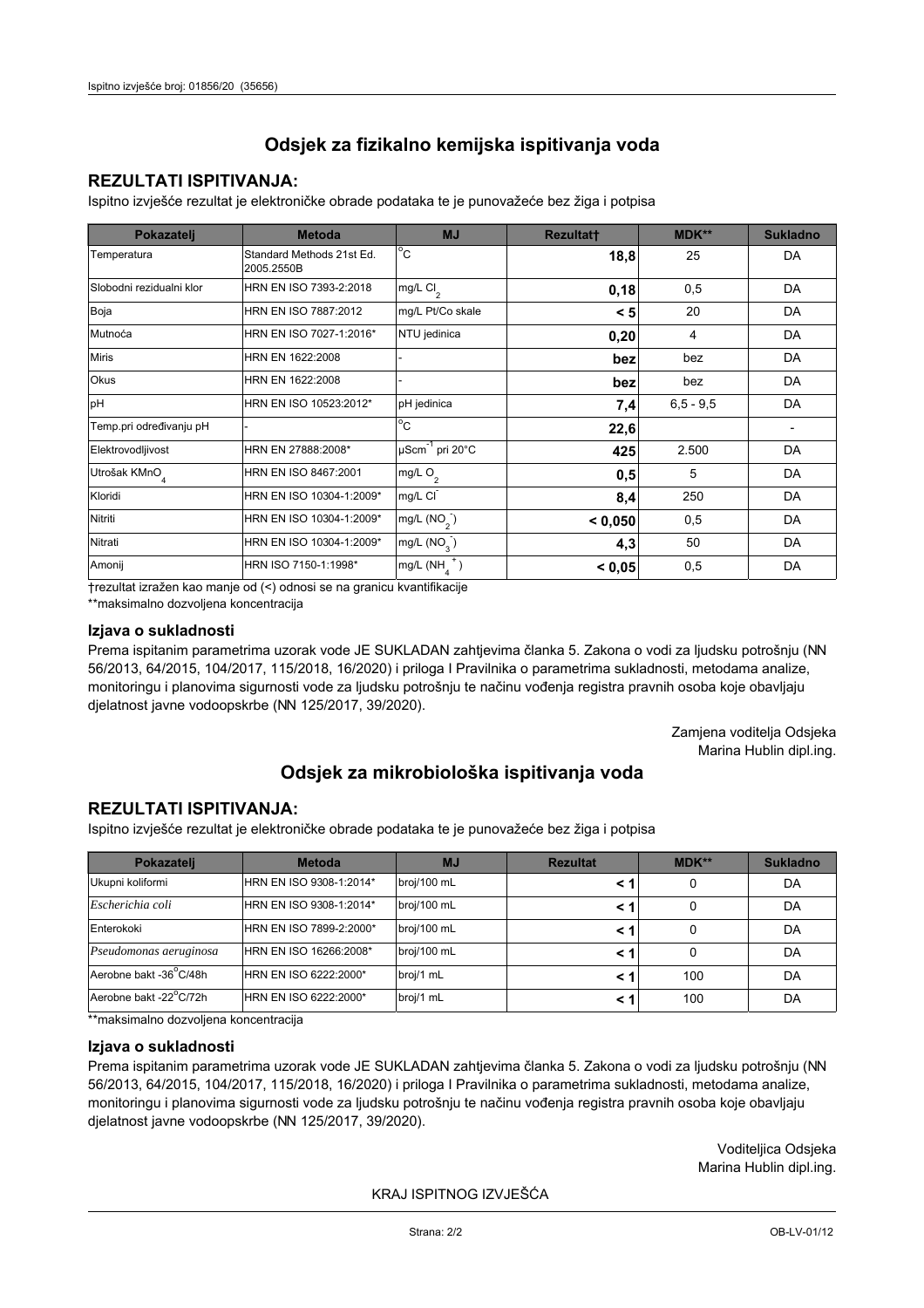## Odsjek za fizikalno kemijska ispitivanja voda

### REZULTATI ISPITIVANJA:

Ispitno izvješće rezultat je elektroničke obrade podataka te je punovažeće bez žiga i potpisa

| Pokazatelj | Metoda | MJ | Rezultat† | MDK** | Sukladno |
|---|---|---|---|---|---|
| Temperatura | Standard Methods 21st Ed. 2005.2550B | °C | **18,8** | 25 | DA |
| Slobodni rezidualni klor | HRN EN ISO 7393-2:2018 | mg/L $Cl_2$ | **0,18** | 0,5 | DA |
| Boja | HRN EN ISO 7887:2012 | mg/L Pt/Co skale | **< 5** | 20 | DA |
| Mutnoća | HRN EN ISO 7027-1:2016* | NTU jedinica | **0,20** | 4 | DA |
| Miris | HRN EN 1622:2008 | - | **bez** | bez | DA |
| Okus | HRN EN 1622:2008 | - | **bez** | bez | DA |
| pH | HRN EN ISO 10523:2012* | pH jedinica | **7,4** | 6,5 - 9,5 | DA |
| Temp.pri određivanju pH | - | °C | **22,6** | | - |
| Elektrovodljivost | HRN EN 27888:2008* | $\mu Scm^{-1}$ pri 20°C | **425** | 2.500 | DA |
| Utrošak $KMnO_4$ | HRN EN ISO 8467:2001 | mg/L $O_2$ | **0,5** | 5 | DA |
| Kloridi | HRN EN ISO 10304-1:2009* | mg/L $Cl^-$ | **8,4** | 250 | DA |
| Nitriti | HRN EN ISO 10304-1:2009* | mg/L ($NO_2^-$) | **< 0,050** | 0,5 | DA |
| Nitrati | HRN EN ISO 10304-1:2009* | mg/L ($NO_3^-$) | **4,3** | 50 | DA |
| Amonij | HRN ISO 7150-1:1998* | mg/L ($NH_4^+$) | **< 0,05** | 0,5 | DA |

†rezultat izražen kao manje od (<) odnosi se na granicu kvantifikacije

**maksimalno dozvoljena koncentracija

### Izjava o sukladnosti

Prema ispitanim parametrima uzorak vode JE SUKLADAN zahtjevima članka 5. Zakona o vodi za ljudsku potrošnju (NN 56/2013, 64/2015, 104/2017, 115/2018, 16/2020) i priloga I Pravilnika o parametrima sukladnosti, metodama analize, monitoringu i planovima sigurnosti vode za ljudsku potrošnju te načinu vođenja registra pravnih osoba koje obavljaju djelatnost javne vodoopskrbe (NN 125/2017, 39/2020).

Zamjena voditelja Odsjeka
Marina Hublin dipl.ing.

## Odsjek za mikrobiološka ispitivanja voda

### REZULTATI ISPITIVANJA:

Ispitno izvješće rezultat je elektroničke obrade podataka te je punovažeće bez žiga i potpisa

| Pokazatelj | Metoda | MJ | Rezultat | MDK** | Sukladno |
|---|---|---|---|---|---|
| Ukupni koliformi | HRN EN ISO 9308-1:2014* | broj/100 mL | **< 1** | 0 | DA |
| *Escherichia coli* | HRN EN ISO 9308-1:2014* | broj/100 mL | **< 1** | 0 | DA |
| Enterokoki | HRN EN ISO 7899-2:2000* | broj/100 mL | **< 1** | 0 | DA |
| *Pseudomonas aeruginosa* | HRN EN ISO 16266:2008* | broj/100 mL | **< 1** | 0 | DA |
| Aerobne bakt -36°C/48h | HRN EN ISO 6222:2000* | broj/1 mL | **< 1** | 100 | DA |
| Aerobne bakt -22°C/72h | HRN EN ISO 6222:2000* | broj/1 mL | **< 1** | 100 | DA |

**maksimalno dozvoljena koncentracija

### Izjava o sukladnosti

Prema ispitanim parametrima uzorak vode JE SUKLADAN zahtjevima članka 5. Zakona o vodi za ljudsku potrošnju (NN 56/2013, 64/2015, 104/2017, 115/2018, 16/2020) i priloga I Pravilnika o parametrima sukladnosti, metodama analize, monitoringu i planovima sigurnosti vode za ljudsku potrošnju te načinu vođenja registra pravnih osoba koje obavljaju djelatnost javne vodoopskrbe (NN 125/2017, 39/2020).

Voditeljica Odsjeka
Marina Hublin dipl.ing.

KRAJ ISPITNOG IZVJEŠĆA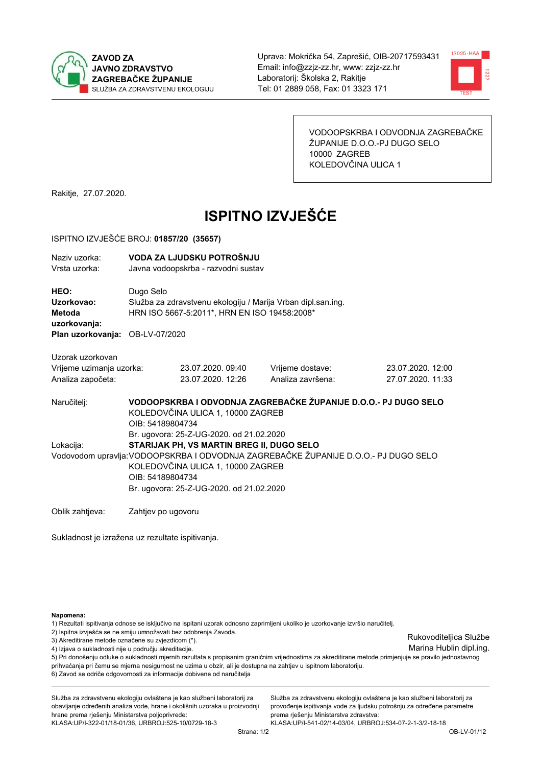**ZAVOD ZA JAVNO ZDRAVSTVO ZAGREBAČKE ŽUPANIJE**
SLUŽBA ZA ZDRAVSTVENU EKOLOGIJU

Uprava: Mokrička 54, Zaprešić, OIB-20717593431
Email: info@zzjz-zz.hr, www: zzjz-zz.hr
Laboratorij: Školska 2, Rakitje
Tel: 01 2889 058, Fax: 01 3323 171

VODOOPSKRBA I ODVODNJA ZAGREBAČKE ŽUPANIJE D.O.O.-PJ DUGO SELO
10000 ZAGREB
KOLEDOVČINA ULICA 1

Rakitje, 27.07.2020.

# ISPITNO IZVJEŠĆE

ISPITNO IZVJEŠĆE BROJ: **01857/20 (35657)**

Naziv uzorka: **VODA ZA LJUDSKU POTROŠNJU**
Vrsta uzorka: Javna vodoopskrba - razvodni sustav

**HEO:** Dugo Selo
**Uzorkovao:** Služba za zdravstvenu ekologiju / Marija Vrban dipl.san.ing.
**Metoda uzorkovanja:** HRN ISO 5667-5:2011*, HRN EN ISO 19458:2008*
**Plan uzorkovanja:** OB-LV-07/2020

Uzorak uzorkovan

| | | | |
|---|---|---|---|
| Vrijeme uzimanja uzorka: | 23.07.2020. 09:40 | Vrijeme dostave: | 23.07.2020. 12:00 |
| Analiza započeta: | 23.07.2020. 12:26 | Analiza završena: | 27.07.2020. 11:33 |

Naručitelj: **VODOOPSKRBA I ODVODNJA ZAGREBAČKE ŽUPANIJE D.O.O.- PJ DUGO SELO**
KOLEDOVČINA ULICA 1, 10000 ZAGREB
OIB: 54189804734
Br. ugovora: 25-Z-UG-2020. od 21.02.2020

Lokacija: **STARIJAK PH, VS MARTIN BREG II, DUGO SELO**

Vodovodom upravlja: VODOOPSKRBA I ODVODNJA ZAGREBAČKE ŽUPANIJE D.O.O.- PJ DUGO SELO
KOLEDOVČINA ULICA 1, 10000 ZAGREB
OIB: 54189804734
Br. ugovora: 25-Z-UG-2020. od 21.02.2020

Oblik zahtjeva: Zahtjev po ugovoru

Sukladnost je izražena uz rezultate ispitivanja.

**Napomena:**
1) Rezultati ispitivanja odnose se isključivo na ispitani uzorak odnosno zaprimljeni ukoliko je uzorkovanje izvršio naručitelj.
2) Ispitna izvješća se ne smiju umnožavati bez odobrenja Zavoda.
3) Akreditirane metode označene su zvjezdicom (*).
4) Izjava o sukladnosti nije u području akreditacije.
5) Pri donošenju odluke o sukladnosti mjernih razultata s propisanim graničnim vrijednostima za akreditirane metode primjenjuje se pravilo jednostavnog prihvaćanja pri čemu se mjerna nesigurnost ne uzima u obzir, ali je dostupna na zahtjev u ispitnom laboratoriju.
6) Zavod se odriče odgovornosti za informacije dobivene od naručitelja

Rukovoditeljica Službe
Marina Hublin dipl.ing.

Služba za zdravstvenu ekologiju ovlaštena je kao službeni laboratorij za obavljanje određenih analiza vode, hrane i okolišnih uzoraka u proizvodnji hrane prema rješenju Ministarstva poljoprivrede:
KLASA:UP/I-322-01/18-01/36, URBROJ:525-10/0729-18-3

Služba za zdravstvenu ekologiju ovlaštena je kao službeni laboratorij za provođenje ispitivanja vode za ljudsku potrošnju za određene parametre prema rješenju Ministarstva zdravstva:
KLASA:UP/I-541-02/14-03/04, URBROJ:534-07-2-1-3/2-18-18

OB-LV-01/12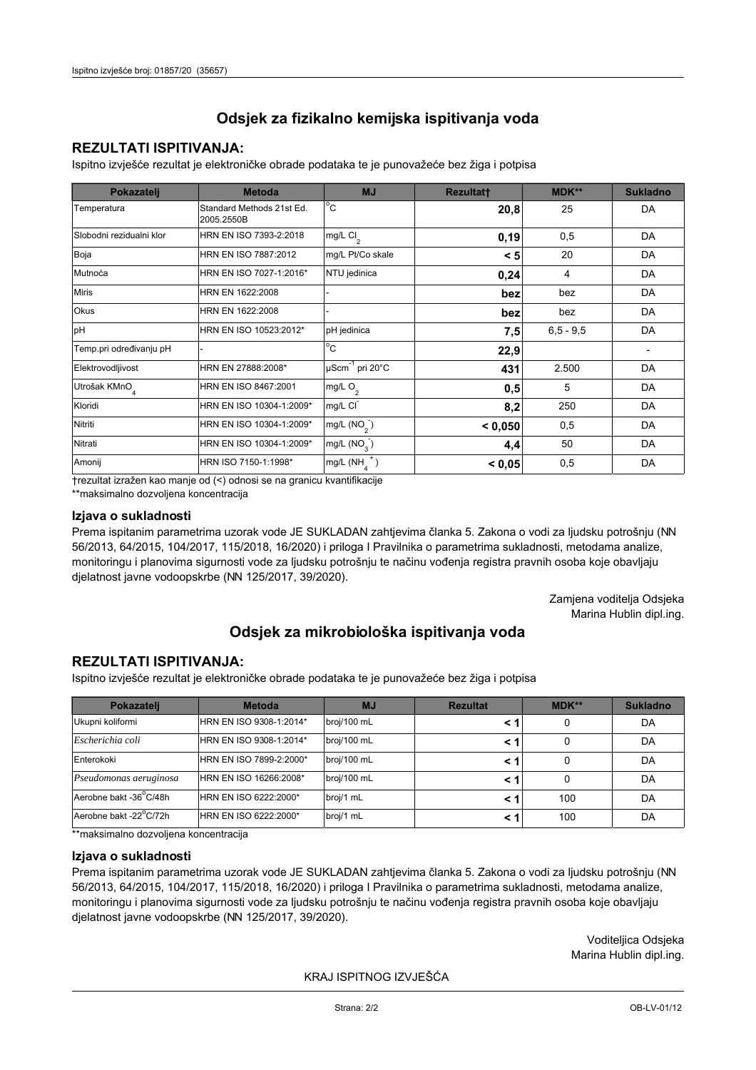# Odsjek za fizikalno kemijska ispitivanja voda

## REZULTATI ISPITIVANJA:

Ispitno izvješće rezultat je elektroničke obrade podataka te je punovažeće bez žiga i potpisa

| Pokazatelj | Metoda | MJ | Rezultat† | MDK** | Sukladno |
|---|---|---|---|---|---|
| Temperatura | Standard Methods 21st Ed. 2005.2550B | °C | **20,8** | 25 | DA |
| Slobodni rezidualni klor | HRN EN ISO 7393-2:2018 | mg/L $Cl_2$ | **0,19** | 0,5 | DA |
| Boja | HRN EN ISO 7887:2012 | mg/L Pt/Co skale | **< 5** | 20 | DA |
| Mutnoća | HRN EN ISO 7027-1:2016* | NTU jedinica | **0,24** | 4 | DA |
| Miris | HRN EN 1622:2008 | - | **bez** | bez | DA |
| Okus | HRN EN 1622:2008 | - | **bez** | bez | DA |
| pH | HRN EN ISO 10523:2012* | pH jedinica | **7,5** | 6,5 - 9,5 | DA |
| Temp.pri određivanju pH | - | °C | **22,9** | | - |
| Elektrovodljivost | HRN EN 27888:2008* | $\mu Scm^{-1}$ pri 20°C | **431** | 2.500 | DA |
| Utrošak $KMnO_4$ | HRN EN ISO 8467:2001 | mg/L $O_2$ | **0,5** | 5 | DA |
| Kloridi | HRN EN ISO 10304-1:2009* | mg/L $Cl^-$ | **8,2** | 250 | DA |
| Nitriti | HRN EN ISO 10304-1:2009* | mg/L ($NO_2^-$) | **< 0,050** | 0,5 | DA |
| Nitrati | HRN EN ISO 10304-1:2009* | mg/L ($NO_3^-$) | **4,4** | 50 | DA |
| Amonij | HRN ISO 7150-1:1998* | mg/L ($NH_4^+$) | **< 0,05** | 0,5 | DA |

†rezultat izražen kao manje od (<) odnosi se na granicu kvantifikacije

**maksimalno dozvoljena koncentracija

### Izjava o sukladnosti

Prema ispitanim parametrima uzorak vode JE SUKLADAN zahtjevima članka 5. Zakona o vodi za ljudsku potrošnju (NN 56/2013, 64/2015, 104/2017, 115/2018, 16/2020) i priloga I Pravilnika o parametrima sukladnosti, metodama analize, monitoringu i planovima sigurnosti vode za ljudsku potrošnju te načinu vođenja registra pravnih osoba koje obavljaju djelatnost javne vodoopskrbe (NN 125/2017, 39/2020).

Zamjena voditelja Odsjeka
Marina Hublin dipl.ing.

# Odsjek za mikrobiološka ispitivanja voda

## REZULTATI ISPITIVANJA:

Ispitno izvješće rezultat je elektroničke obrade podataka te je punovažeće bez žiga i potpisa

| Pokazatelj | Metoda | MJ | Rezultat | MDK** | Sukladno |
|---|---|---|---|---|---|
| Ukupni koliformi | HRN EN ISO 9308-1:2014* | broj/100 mL | **< 1** | 0 | DA |
| *Escherichia coli* | HRN EN ISO 9308-1:2014* | broj/100 mL | **< 1** | 0 | DA |
| Enterokoki | HRN EN ISO 7899-2:2000* | broj/100 mL | **< 1** | 0 | DA |
| *Pseudomonas aeruginosa* | HRN EN ISO 16266:2008* | broj/100 mL | **< 1** | 0 | DA |
| Aerobne bakt -36°C/48h | HRN EN ISO 6222:2000* | broj/1 mL | **< 1** | 100 | DA |
| Aerobne bakt -22°C/72h | HRN EN ISO 6222:2000* | broj/1 mL | **< 1** | 100 | DA |

**maksimalno dozvoljena koncentracija

### Izjava o sukladnosti

Prema ispitanim parametrima uzorak vode JE SUKLADAN zahtjevima članka 5. Zakona o vodi za ljudsku potrošnju (NN 56/2013, 64/2015, 104/2017, 115/2018, 16/2020) i priloga I Pravilnika o parametrima sukladnosti, metodama analize, monitoringu i planovima sigurnosti vode za ljudsku potrošnju te načinu vođenja registra pravnih osoba koje obavljaju djelatnost javne vodoopskrbe (NN 125/2017, 39/2020).

Voditeljica Odsjeka
Marina Hublin dipl.ing.

KRAJ ISPITNOG IZVJEŠĆA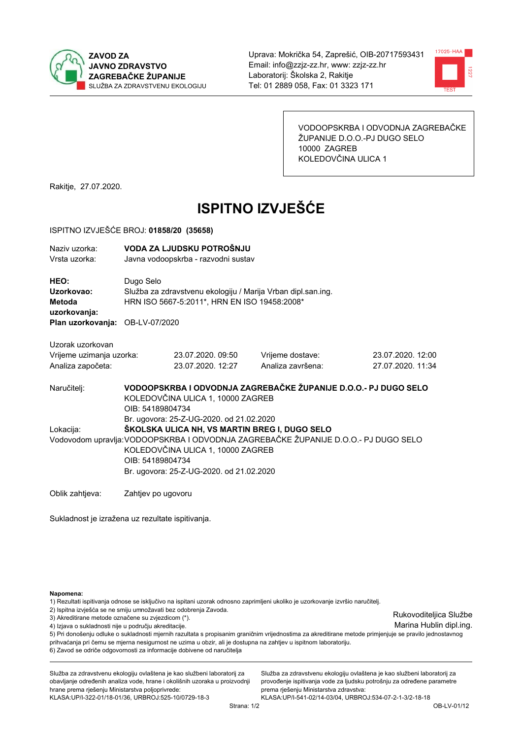**ZAVOD ZA JAVNO ZDRAVSTVO ZAGREBAČKE ŽUPANIJE**
SLUŽBA ZA ZDRAVSTVENU EKOLOGIJU

Uprava: Mokrička 54, Zaprešić, OIB-20717593431
Email: info@zzjz-zz.hr, www: zzjz-zz.hr
Laboratorij: Školska 2, Rakitje
Tel: 01 2889 058, Fax: 01 3323 171

VODOOPSKRBA I ODVODNJA ZAGREBAČKE ŽUPANIJE D.O.O.-PJ DUGO SELO
10000 ZAGREB
KOLEDOVČINA ULICA 1

Rakitje, 27.07.2020.

# ISPITNO IZVJEŠĆE

ISPITNO IZVJEŠĆE BROJ: **01858/20 (35658)**

Naziv uzorka: **VODA ZA LJUDSKU POTROŠNJU**
Vrsta uzorka: Javna vodoopskrba - razvodni sustav

**HEO:** Dugo Selo
**Uzorkovao:** Služba za zdravstvenu ekologiju / Marija Vrban dipl.san.ing.
**Metoda uzorkovanja:** HRN ISO 5667-5:2011*, HRN EN ISO 19458:2008*
**Plan uzorkovanja:** OB-LV-07/2020

Uzorak uzorkovan

| | | | |
|---|---|---|---|
| Vrijeme uzimanja uzorka: | 23.07.2020. 09:50 | Vrijeme dostave: | 23.07.2020. 12:00 |
| Analiza započeta: | 23.07.2020. 12:27 | Analiza završena: | 27.07.2020. 11:34 |

Naručitelj: **VODOOPSKRBA I ODVODNJA ZAGREBAČKE ŽUPANIJE D.O.O.- PJ DUGO SELO**
KOLEDOVČINA ULICA 1, 10000 ZAGREB
OIB: 54189804734
Br. ugovora: 25-Z-UG-2020. od 21.02.2020

Lokacija: **ŠKOLSKA ULICA NH, VS MARTIN BREG I, DUGO SELO**

Vodovodom upravlja: VODOOPSKRBA I ODVODNJA ZAGREBAČKE ŽUPANIJE D.O.O.- PJ DUGO SELO
KOLEDOVČINA ULICA 1, 10000 ZAGREB
OIB: 54189804734
Br. ugovora: 25-Z-UG-2020. od 21.02.2020

Oblik zahtjeva: Zahtjev po ugovoru

Sukladnost je izražena uz rezultate ispitivanja.

**Napomena:**
1) Rezultati ispitivanja odnose se isključivo na ispitani uzorak odnosno zaprimljeni ukoliko je uzorkovanje izvršio naručitelj.
2) Ispitna izvješća se ne smiju umnožavati bez odobrenja Zavoda.
3) Akreditirane metode označene su zvjezdicom (*).
4) Izjava o sukladnosti nije u području akreditacije.
5) Pri donošenju odluke o sukladnosti mjernih razultata s propisanim graničnim vrijednostima za akreditirane metode primjenjuje se pravilo jednostavnog prihvaćanja pri čemu se mjerna nesigurnost ne uzima u obzir, ali je dostupna na zahtjev u ispitnom laboratoriju.
6) Zavod se odriče odgovornosti za informacije dobivene od naručitelja

Rukovoditeljica Službe
Marina Hublin dipl.ing.

Služba za zdravstvenu ekologiju ovlaštena je kao službeni laboratorij za obavljanje određenih analiza vode, hrane i okolišnih uzoraka u proizvodnji hrane prema rješenju Ministarstva poljoprivrede:
KLASA:UP/I-322-01/18-01/36, URBROJ:525-10/0729-18-3

Služba za zdravstvenu ekologiju ovlaštena je kao službeni laboratorij za provođenje ispitivanja vode za ljudsku potrošnju za određene parametre prema rješenju Ministarstva zdravstva:
KLASA:UP/I-541-02/14-03/04, URBROJ:534-07-2-1-3/2-18-18

OB-LV-01/12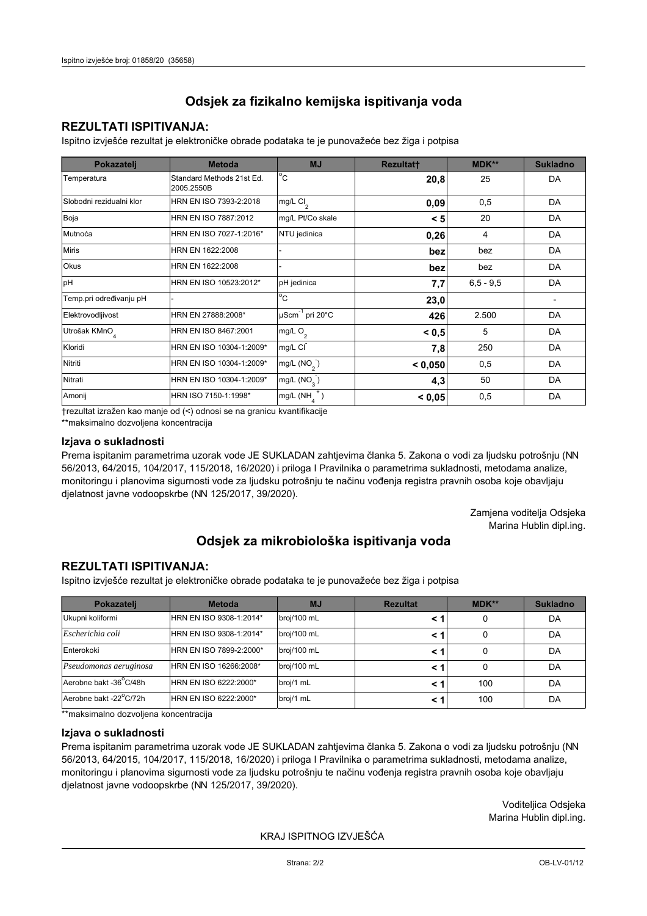## Odsjek za fizikalno kemijska ispitivanja voda

### REZULTATI ISPITIVANJA:

Ispitno izvješće rezultat je elektroničke obrade podataka te je punovažeće bez žiga i potpisa

| Pokazatelj | Metoda | MJ | Rezultat† | MDK** | Sukladno |
|---|---|---|---|---|---|
| Temperatura | Standard Methods 21st Ed. 2005.2550B | °C | **20,8** | 25 | DA |
| Slobodni rezidualni klor | HRN EN ISO 7393-2:2018 | mg/L $Cl_2$ | **0,09** | 0,5 | DA |
| Boja | HRN EN ISO 7887:2012 | mg/L Pt/Co skale | **< 5** | 20 | DA |
| Mutnoća | HRN EN ISO 7027-1:2016* | NTU jedinica | **0,26** | 4 | DA |
| Miris | HRN EN 1622:2008 | - | **bez** | bez | DA |
| Okus | HRN EN 1622:2008 | - | **bez** | bez | DA |
| pH | HRN EN ISO 10523:2012* | pH jedinica | **7,7** | 6,5 - 9,5 | DA |
| Temp.pri određivanju pH | - | °C | **23,0** | | - |
| Elektrovodljivost | HRN EN 27888:2008* | $\mu Scm^{-1}$ pri 20°C | **426** | 2.500 | DA |
| Utrošak $KMnO_4$ | HRN EN ISO 8467:2001 | mg/L $O_2$ | **< 0,5** | 5 | DA |
| Kloridi | HRN EN ISO 10304-1:2009* | mg/L $Cl^-$ | **7,8** | 250 | DA |
| Nitriti | HRN EN ISO 10304-1:2009* | mg/L ($NO_2^-$) | **< 0,050** | 0,5 | DA |
| Nitrati | HRN EN ISO 10304-1:2009* | mg/L ($NO_3^-$) | **4,3** | 50 | DA |
| Amonij | HRN ISO 7150-1:1998* | mg/L ($NH_4^+$) | **< 0,05** | 0,5 | DA |

†rezultat izražen kao manje od (<) odnosi se na granicu kvantifikacije

**maksimalno dozvoljena koncentracija

### Izjava o sukladnosti

Prema ispitanim parametrima uzorak vode JE SUKLADAN zahtjevima članka 5. Zakona o vodi za ljudsku potrošnju (NN 56/2013, 64/2015, 104/2017, 115/2018, 16/2020) i priloga I Pravilnika o parametrima sukladnosti, metodama analize, monitoringu i planovima sigurnosti vode za ljudsku potrošnju te načinu vođenja registra pravnih osoba koje obavljaju djelatnost javne vodoopskrbe (NN 125/2017, 39/2020).

Zamjena voditelja Odsjeka
Marina Hublin dipl.ing.

## Odsjek za mikrobiološka ispitivanja voda

### REZULTATI ISPITIVANJA:

Ispitno izvješće rezultat je elektroničke obrade podataka te je punovažeće bez žiga i potpisa

| Pokazatelj | Metoda | MJ | Rezultat | MDK** | Sukladno |
|---|---|---|---|---|---|
| Ukupni koliformi | HRN EN ISO 9308-1:2014* | broj/100 mL | **< 1** | 0 | DA |
| *Escherichia coli* | HRN EN ISO 9308-1:2014* | broj/100 mL | **< 1** | 0 | DA |
| Enterokoki | HRN EN ISO 7899-2:2000* | broj/100 mL | **< 1** | 0 | DA |
| *Pseudomonas aeruginosa* | HRN EN ISO 16266:2008* | broj/100 mL | **< 1** | 0 | DA |
| Aerobne bakt -36°C/48h | HRN EN ISO 6222:2000* | broj/1 mL | **< 1** | 100 | DA |
| Aerobne bakt -22°C/72h | HRN EN ISO 6222:2000* | broj/1 mL | **< 1** | 100 | DA |

**maksimalno dozvoljena koncentracija

### Izjava o sukladnosti

Prema ispitanim parametrima uzorak vode JE SUKLADAN zahtjevima članka 5. Zakona o vodi za ljudsku potrošnju (NN 56/2013, 64/2015, 104/2017, 115/2018, 16/2020) i priloga I Pravilnika o parametrima sukladnosti, metodama analize, monitoringu i planovima sigurnosti vode za ljudsku potrošnju te načinu vođenja registra pravnih osoba koje obavljaju djelatnost javne vodoopskrbe (NN 125/2017, 39/2020).

Voditeljica Odsjeka
Marina Hublin dipl.ing.

KRAJ ISPITNOG IZVJEŠĆA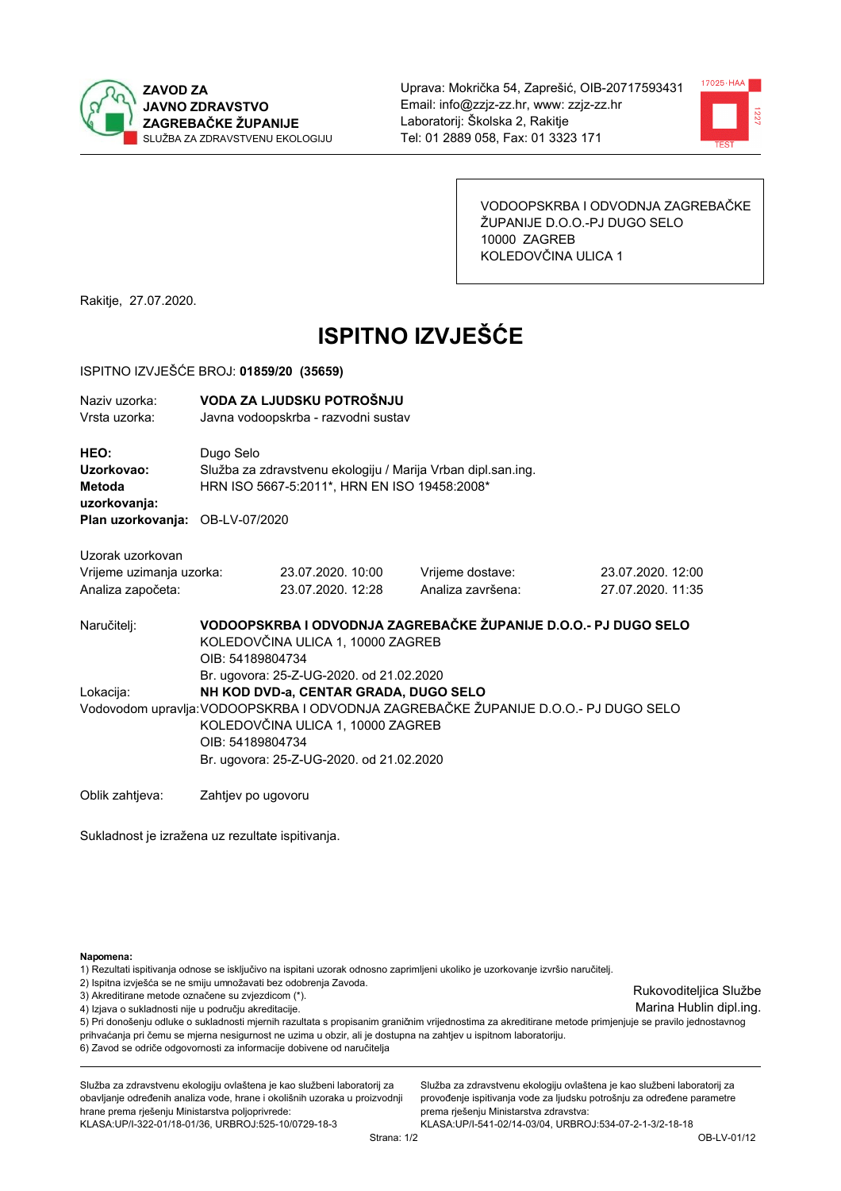ZAVOD ZA JAVNO ZDRAVSTVO ZAGREBAČKE ŽUPANIJE
SLUŽBA ZA ZDRAVSTVENU EKOLOGIJU

Uprava: Mokrička 54, Zaprešić, OIB-20717593431
Email: info@zzjz-zz.hr, www: zzjz-zz.hr
Laboratorij: Školska 2, Rakitje
Tel: 01 2889 058, Fax: 01 3323 171

VODOOPSKRBA I ODVODNJA ZAGREBAČKE ŽUPANIJE D.O.O.-PJ DUGO SELO
10000 ZAGREB
KOLEDOVČINA ULICA 1

Rakitje, 27.07.2020.

# ISPITNO IZVJEŠĆE

ISPITNO IZVJEŠĆE BROJ: **01859/20 (35659)**

| | |
|---|---|
| Naziv uzorka: | **VODA ZA LJUDSKU POTROŠNJU** |
| Vrsta uzorka: | Javna vodoopskrba - razvodni sustav |
| **HEO:** | Dugo Selo |
| **Uzorkovao:** | Služba za zdravstvenu ekologiju / Marija Vrban dipl.san.ing. |
| **Metoda uzorkovanja:** | HRN ISO 5667-5:2011*, HRN EN ISO 19458:2008* |
| **Plan uzorkovanja:** | OB-LV-07/2020 |

Uzorak uzorkovan

| | | | |
|---|---|---|---|
| Vrijeme uzimanja uzorka: | 23.07.2020. 10:00 | Vrijeme dostave: | 23.07.2020. 12:00 |
| Analiza započeta: | 23.07.2020. 12:28 | Analiza završena: | 27.07.2020. 11:35 |

Naručitelj: **VODOOPSKRBA I ODVODNJA ZAGREBAČKE ŽUPANIJE D.O.O.- PJ DUGO SELO**
KOLEDOVČINA ULICA 1, 10000 ZAGREB
OIB: 54189804734
Br. ugovora: 25-Z-UG-2020. od 21.02.2020

Lokacija: **NH KOD DVD-a, CENTAR GRADA, DUGO SELO**

Vodovodom upravlja: VODOOPSKRBA I ODVODNJA ZAGREBAČKE ŽUPANIJE D.O.O.- PJ DUGO SELO
KOLEDOVČINA ULICA 1, 10000 ZAGREB
OIB: 54189804734
Br. ugovora: 25-Z-UG-2020. od 21.02.2020

Oblik zahtjeva: Zahtjev po ugovoru

Sukladnost je izražena uz rezultate ispitivanja.

**Napomena:**
1) Rezultati ispitivanja odnose se isključivo na ispitani uzorak odnosno zaprimljeni ukoliko je uzorkovanje izvršio naručitelj.
2) Ispitna izvješća se ne smiju umnožavati bez odobrenja Zavoda.
3) Akreditirane metode označene su zvjezdicom (*).
4) Izjava o sukladnosti nije u području akreditacije.
5) Pri donošenju odluke o sukladnosti mjernih razultata s propisanim graničnim vrijednostima za akreditirane metode primjenjuje se pravilo jednostavnog prihvaćanja pri čemu se mjerna nesigurnost ne uzima u obzir, ali je dostupna na zahtjev u ispitnom laboratoriju.
6) Zavod se odriče odgovornosti za informacije dobivene od naručitelja

Rukovoditeljica Službe
Marina Hublin dipl.ing.

Služba za zdravstvenu ekologiju ovlaštena je kao službeni laboratorij za obavljanje određenih analiza vode, hrane i okolišnih uzoraka u proizvodnji hrane prema rješenju Ministarstva poljoprivrede:
KLASA:UP/I-322-01/18-01/36, URBROJ:525-10/0729-18-3

Služba za zdravstvenu ekologiju ovlaštena je kao službeni laboratorij za provođenje ispitivanja vode za ljudsku potrošnju za određene parametre prema rješenju Ministarstva zdravstva:
KLASA:UP/I-541-02/14-03/04, URBROJ:534-07-2-1-3/2-18-18

OB-LV-01/12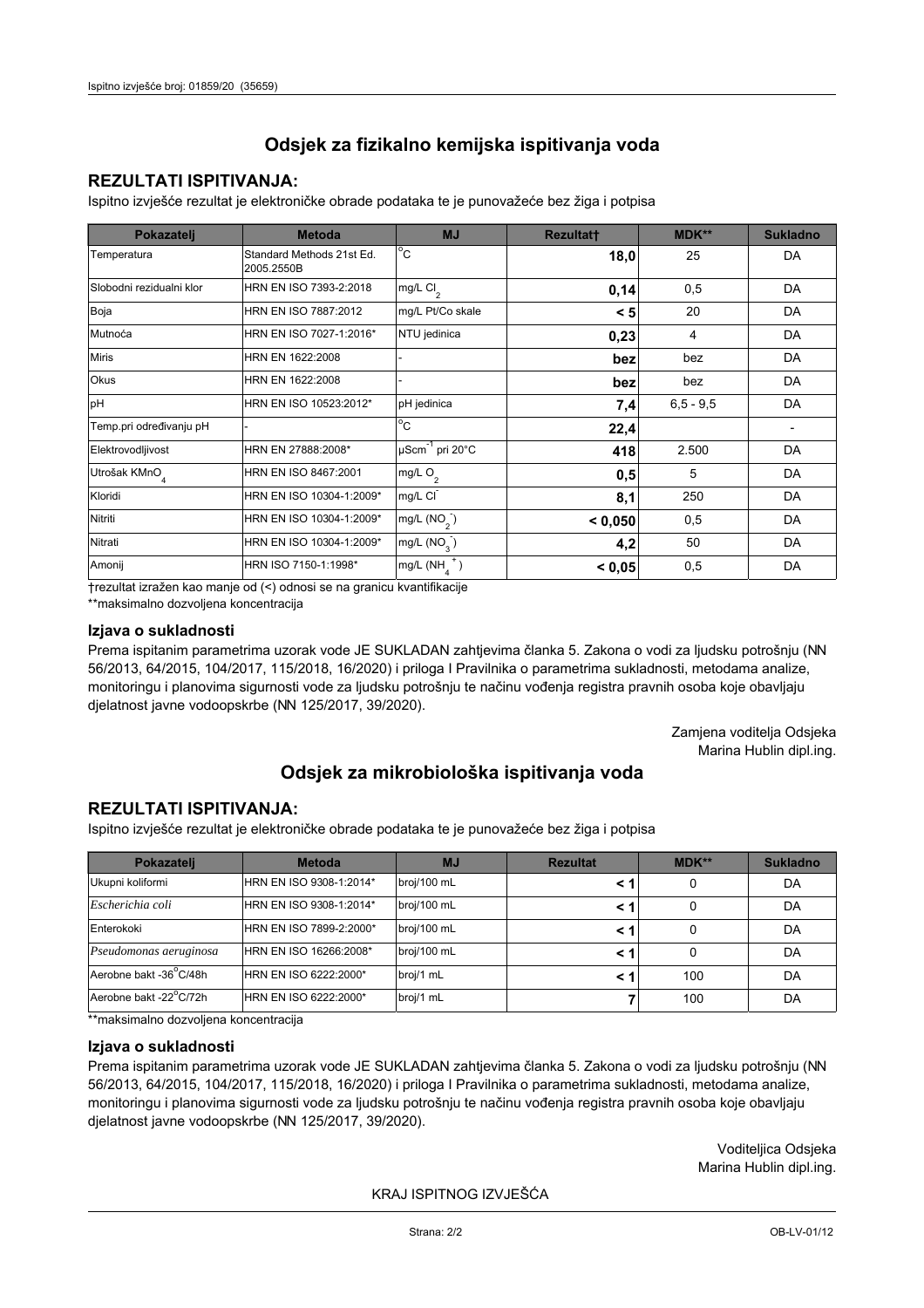## Odsjek za fizikalno kemijska ispitivanja voda

### REZULTATI ISPITIVANJA:

Ispitno izvješće rezultat je elektroničke obrade podataka te je punovažeće bez žiga i potpisa

| Pokazatelj | Metoda | MJ | Rezultat† | MDK** | Sukladno |
|---|---|---|---|---|---|
| Temperatura | Standard Methods 21st Ed. 2005.2550B | °C | **18,0** | 25 | DA |
| Slobodni rezidualni klor | HRN EN ISO 7393-2:2018 | mg/L $Cl_2$ | **0,14** | 0,5 | DA |
| Boja | HRN EN ISO 7887:2012 | mg/L Pt/Co skale | **< 5** | 20 | DA |
| Mutnoća | HRN EN ISO 7027-1:2016* | NTU jedinica | **0,23** | 4 | DA |
| Miris | HRN EN 1622:2008 | - | **bez** | bez | DA |
| Okus | HRN EN 1622:2008 | - | **bez** | bez | DA |
| pH | HRN EN ISO 10523:2012* | pH jedinica | **7,4** | 6,5 - 9,5 | DA |
| Temp.pri određivanju pH | - | °C | **22,4** | | - |
| Elektrovodljivost | HRN EN 27888:2008* | $\mu Scm^{-1}$ pri 20°C | **418** | 2.500 | DA |
| Utrošak $KMnO_4$ | HRN EN ISO 8467:2001 | mg/L $O_2$ | **0,5** | 5 | DA |
| Kloridi | HRN EN ISO 10304-1:2009* | mg/L $Cl^-$ | **8,1** | 250 | DA |
| Nitriti | HRN EN ISO 10304-1:2009* | mg/L ($NO_2^-$) | **< 0,050** | 0,5 | DA |
| Nitrati | HRN EN ISO 10304-1:2009* | mg/L ($NO_3^-$) | **4,2** | 50 | DA |
| Amonij | HRN ISO 7150-1:1998* | mg/L ($NH_4^+$) | **< 0,05** | 0,5 | DA |

†rezultat izražen kao manje od (<) odnosi se na granicu kvantifikacije

**maksimalno dozvoljena koncentracija

### Izjava o sukladnosti

Prema ispitanim parametrima uzorak vode JE SUKLADAN zahtjevima članka 5. Zakona o vodi za ljudsku potrošnju (NN 56/2013, 64/2015, 104/2017, 115/2018, 16/2020) i priloga I Pravilnika o parametrima sukladnosti, metodama analize, monitoringu i planovima sigurnosti vode za ljudsku potrošnju te načinu vođenja registra pravnih osoba koje obavljaju djelatnost javne vodoopskrbe (NN 125/2017, 39/2020).

Zamjena voditelja Odsjeka
Marina Hublin dipl.ing.

## Odsjek za mikrobiološka ispitivanja voda

### REZULTATI ISPITIVANJA:

Ispitno izvješće rezultat je elektroničke obrade podataka te je punovažeće bez žiga i potpisa

| Pokazatelj | Metoda | MJ | Rezultat | MDK** | Sukladno |
|---|---|---|---|---|---|
| Ukupni koliformi | HRN EN ISO 9308-1:2014* | broj/100 mL | **< 1** | 0 | DA |
| *Escherichia coli* | HRN EN ISO 9308-1:2014* | broj/100 mL | **< 1** | 0 | DA |
| Enterokoki | HRN EN ISO 7899-2:2000* | broj/100 mL | **< 1** | 0 | DA |
| *Pseudomonas aeruginosa* | HRN EN ISO 16266:2008* | broj/100 mL | **< 1** | 0 | DA |
| Aerobne bakt -36°C/48h | HRN EN ISO 6222:2000* | broj/1 mL | **< 1** | 100 | DA |
| Aerobne bakt -22°C/72h | HRN EN ISO 6222:2000* | broj/1 mL | **7** | 100 | DA |

**maksimalno dozvoljena koncentracija

### Izjava o sukladnosti

Prema ispitanim parametrima uzorak vode JE SUKLADAN zahtjevima članka 5. Zakona o vodi za ljudsku potrošnju (NN 56/2013, 64/2015, 104/2017, 115/2018, 16/2020) i priloga I Pravilnika o parametrima sukladnosti, metodama analize, monitoringu i planovima sigurnosti vode za ljudsku potrošnju te načinu vođenja registra pravnih osoba koje obavljaju djelatnost javne vodoopskrbe (NN 125/2017, 39/2020).

Voditeljica Odsjeka
Marina Hublin dipl.ing.

KRAJ ISPITNOG IZVJEŠĆA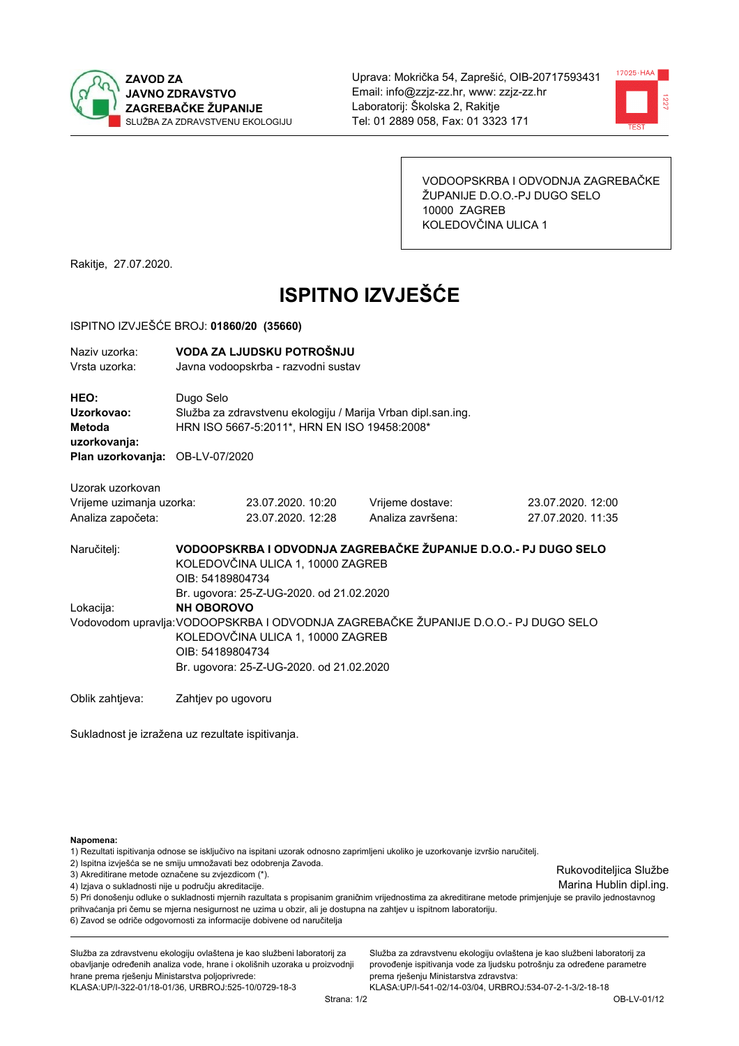**ZAVOD ZA JAVNO ZDRAVSTVO ZAGREBAČKE ŽUPANIJE**
SLUŽBA ZA ZDRAVSTVENU EKOLOGIJU

Uprava: Mokrička 54, Zaprešić, OIB-20717593431
Email: info@zzjz-zz.hr, www: zzjz-zz.hr
Laboratorij: Školska 2, Rakitje
Tel: 01 2889 058, Fax: 01 3323 171

VODOOPSKRBA I ODVODNJA ZAGREBAČKE ŽUPANIJE D.O.O.-PJ DUGO SELO
10000 ZAGREB
KOLEDOVČINA ULICA 1

Rakitje, 27.07.2020.

# ISPITNO IZVJEŠĆE

ISPITNO IZVJEŠĆE BROJ: **01860/20 (35660)**

Naziv uzorka: **VODA ZA LJUDSKU POTROŠNJU**
Vrsta uzorka: Javna vodoopskrba - razvodni sustav

**HEO:** Dugo Selo
**Uzorkovao:** Služba za zdravstvenu ekologiju / Marija Vrban dipl.san.ing.
**Metoda uzorkovanja:** HRN ISO 5667-5:2011*, HRN EN ISO 19458:2008*
**Plan uzorkovanja:** OB-LV-07/2020

Uzorak uzorkovan

| | | | |
|---|---|---|---|
| Vrijeme uzimanja uzorka: | 23.07.2020. 10:20 | Vrijeme dostave: | 23.07.2020. 12:00 |
| Analiza započeta: | 23.07.2020. 12:28 | Analiza završena: | 27.07.2020. 11:35 |

Naručitelj: **VODOOPSKRBA I ODVODNJA ZAGREBAČKE ŽUPANIJE D.O.O.- PJ DUGO SELO**
KOLEDOVČINA ULICA 1, 10000 ZAGREB
OIB: 54189804734
Br. ugovora: 25-Z-UG-2020. od 21.02.2020

Lokacija: **NH OBOROVO**

Vodovodom upravlja: VODOOPSKRBA I ODVODNJA ZAGREBAČKE ŽUPANIJE D.O.O.- PJ DUGO SELO
KOLEDOVČINA ULICA 1, 10000 ZAGREB
OIB: 54189804734
Br. ugovora: 25-Z-UG-2020. od 21.02.2020

Oblik zahtjeva: Zahtjev po ugovoru

Sukladnost je izražena uz rezultate ispitivanja.

**Napomena:**
1) Rezultati ispitivanja odnose se isključivo na ispitani uzorak odnosno zaprimljeni ukoliko je uzorkovanje izvršio naručitelj.
2) Ispitna izvješća se ne smiju umnožavati bez odobrenja Zavoda.
3) Akreditirane metode označene su zvjezdicom (*).
4) Izjava o sukladnosti nije u području akreditacije.
5) Pri donošenju odluke o sukladnosti mjernih razultata s propisanim graničnim vrijednostima za akreditirane metode primjenjuje se pravilo jednostavnog prihvaćanja pri čemu se mjerna nesigurnost ne uzima u obzir, ali je dostupna na zahtjev u ispitnom laboratoriju.
6) Zavod se odriče odgovornosti za informacije dobivene od naručitelja

Rukovoditeljica Službe
Marina Hublin dipl.ing.

Služba za zdravstvenu ekologiju ovlaštena je kao službeni laboratorij za obavljanje određenih analiza vode, hrane i okolišnih uzoraka u proizvodnji hrane prema rješenju Ministarstva poljoprivrede:
KLASA:UP/I-322-01/18-01/36, URBROJ:525-10/0729-18-3

Služba za zdravstvenu ekologiju ovlaštena je kao službeni laboratorij za provođenje ispitivanja vode za ljudsku potrošnju za određene parametre prema rješenju Ministarstva zdravstva:
KLASA:UP/I-541-02/14-03/04, URBROJ:534-07-2-1-3/2-18-18

OB-LV-01/12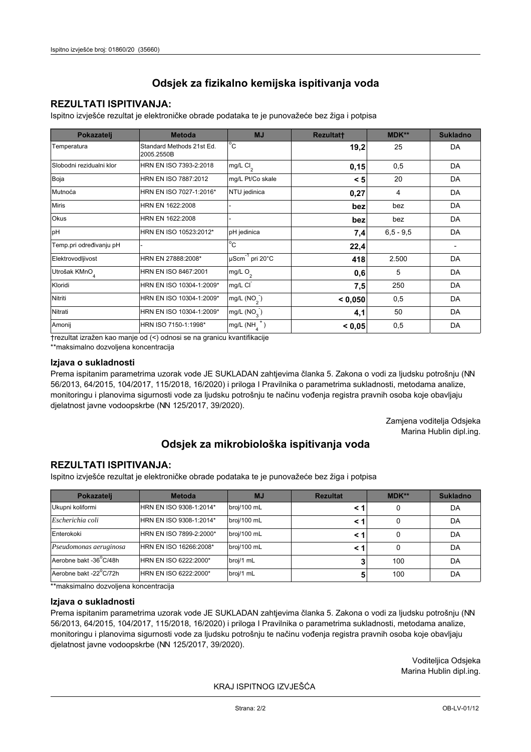## Odsjek za fizikalno kemijska ispitivanja voda

### REZULTATI ISPITIVANJA:

Ispitno izvješće rezultat je elektroničke obrade podataka te je punovažeće bez žiga i potpisa

| Pokazatelj | Metoda | MJ | Rezultat† | MDK** | Sukladno |
|---|---|---|---|---|---|
| Temperatura | Standard Methods 21st Ed. 2005.2550B | °C | **19,2** | 25 | DA |
| Slobodni rezidualni klor | HRN EN ISO 7393-2:2018 | mg/L $Cl_2$ | **0,15** | 0,5 | DA |
| Boja | HRN EN ISO 7887:2012 | mg/L Pt/Co skale | **< 5** | 20 | DA |
| Mutnoća | HRN EN ISO 7027-1:2016* | NTU jedinica | **0,27** | 4 | DA |
| Miris | HRN EN 1622:2008 | - | **bez** | bez | DA |
| Okus | HRN EN 1622:2008 | - | **bez** | bez | DA |
| pH | HRN EN ISO 10523:2012* | pH jedinica | **7,4** | 6,5 - 9,5 | DA |
| Temp.pri određivanju pH | - | °C | **22,4** | | - |
| Elektrovodljivost | HRN EN 27888:2008* | $\mu Scm^{-1}$ pri 20°C | **418** | 2.500 | DA |
| Utrošak $KMnO_4$ | HRN EN ISO 8467:2001 | mg/L $O_2$ | **0,6** | 5 | DA |
| Kloridi | HRN EN ISO 10304-1:2009* | mg/L $Cl^-$ | **7,5** | 250 | DA |
| Nitriti | HRN EN ISO 10304-1:2009* | mg/L $(NO_2^-)$ | **< 0,050** | 0,5 | DA |
| Nitrati | HRN EN ISO 10304-1:2009* | mg/L $(NO_3^-)$ | **4,1** | 50 | DA |
| Amonij | HRN ISO 7150-1:1998* | mg/L $(NH_4^+)$ | **< 0,05** | 0,5 | DA |

†rezultat izražen kao manje od (<) odnosi se na granicu kvantifikacije

**maksimalno dozvoljena koncentracija

### Izjava o sukladnosti

Prema ispitanim parametrima uzorak vode JE SUKLADAN zahtjevima članka 5. Zakona o vodi za ljudsku potrošnju (NN 56/2013, 64/2015, 104/2017, 115/2018, 16/2020) i priloga I Pravilnika o parametrima sukladnosti, metodama analize, monitoringu i planovima sigurnosti vode za ljudsku potrošnju te načinu vođenja registra pravnih osoba koje obavljaju djelatnost javne vodoopskrbe (NN 125/2017, 39/2020).

Zamjena voditelja Odsjeka
Marina Hublin dipl.ing.

## Odsjek za mikrobiološka ispitivanja voda

### REZULTATI ISPITIVANJA:

Ispitno izvješće rezultat je elektroničke obrade podataka te je punovažeće bez žiga i potpisa

| Pokazatelj | Metoda | MJ | Rezultat | MDK** | Sukladno |
|---|---|---|---|---|---|
| Ukupni koliformi | HRN EN ISO 9308-1:2014* | broj/100 mL | **< 1** | 0 | DA |
| *Escherichia coli* | HRN EN ISO 9308-1:2014* | broj/100 mL | **< 1** | 0 | DA |
| Enterokoki | HRN EN ISO 7899-2:2000* | broj/100 mL | **< 1** | 0 | DA |
| *Pseudomonas aeruginosa* | HRN EN ISO 16266:2008* | broj/100 mL | **< 1** | 0 | DA |
| Aerobne bakt -36°C/48h | HRN EN ISO 6222:2000* | broj/1 mL | **3** | 100 | DA |
| Aerobne bakt -22°C/72h | HRN EN ISO 6222:2000* | broj/1 mL | **5** | 100 | DA |

**maksimalno dozvoljena koncentracija

### Izjava o sukladnosti

Prema ispitanim parametrima uzorak vode JE SUKLADAN zahtjevima članka 5. Zakona o vodi za ljudsku potrošnju (NN 56/2013, 64/2015, 104/2017, 115/2018, 16/2020) i priloga I Pravilnika o parametrima sukladnosti, metodama analize, monitoringu i planovima sigurnosti vode za ljudsku potrošnju te načinu vođenja registra pravnih osoba koje obavljaju djelatnost javne vodoopskrbe (NN 125/2017, 39/2020).

Voditeljica Odsjeka
Marina Hublin dipl.ing.

KRAJ ISPITNOG IZVJEŠĆA